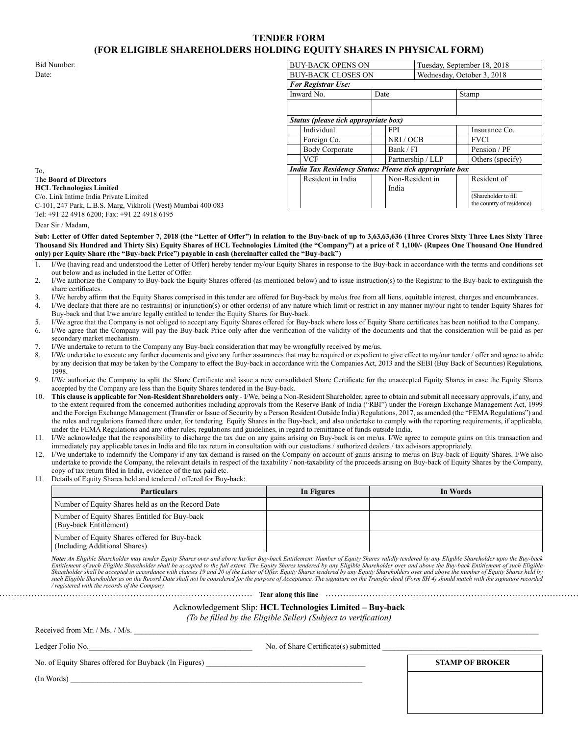# TENDER FORM
## (FOR ELIGIBLE SHAREHOLDERS HOLDING EQUITY SHARES IN PHYSICAL FORM)

Bid Number:

Date:

| BUY-BACK OPENS ON | | Tuesday, September 18, 2018 | |
|---|---|---|---|
| BUY-BACK CLOSES ON | | Wednesday, October 3, 2018 | |
| ***For Registrar Use:*** | | | |
| Inward No. | Date | | Stamp |
| | | | |
| ***Status (please tick appropriate box)*** | | | |
| Individual | FPI | | Insurance Co. |
| Foreign Co. | NRI / OCB | | FVCI |
| Body Corporate | Bank / FI | | Pension / PF |
| VCF | Partnership / LLP | | Others (specify) |
| ***India Tax Residency Status: Please tick appropriate box*** | | | |
| Resident in India | Non-Resident in India | | Resident of _______________ (Shareholder to fill the country of residence) |

To,

The **Board of Directors**

**HCL Technologies Limited**

C/o. Link Intime India Private Limited

C-101, 247 Park, L.B.S. Marg, Vikhroli (West) Mumbai 400 083

Tel: +91 22 4918 6200; Fax: +91 22 4918 6195

Dear Sir / Madam,

**Sub: Letter of Offer dated September 7, 2018 (the "Letter of Offer") in relation to the Buy-back of up to 3,63,63,636 (Three Crores Sixty Three Lacs Sixty Three Thousand Six Hundred and Thirty Six) Equity Shares of HCL Technologies Limited (the "Company") at a price of ₹ 1,100/- (Rupees One Thousand One Hundred only) per Equity Share (the "Buy-back Price") payable in cash (hereinafter called the "Buy-back")**

1. I/We (having read and understood the Letter of Offer) hereby tender my/our Equity Shares in response to the Buy-back in accordance with the terms and conditions set out below and as included in the Letter of Offer.
2. I/We authorize the Company to Buy-back the Equity Shares offered (as mentioned below) and to issue instruction(s) to the Registrar to the Buy-back to extinguish the share certificates.
3. I/We hereby affirm that the Equity Shares comprised in this tender are offered for Buy-back by me/us free from all liens, equitable interest, charges and encumbrances.
4. I/We declare that there are no restraint(s) or injunction(s) or other order(s) of any nature which limit or restrict in any manner my/our right to tender Equity Shares for Buy-back and that I/we am/are legally entitled to tender the Equity Shares for Buy-back.
5. I/We agree that the Company is not obliged to accept any Equity Shares offered for Buy-back where loss of Equity Share certificates has been notified to the Company.
6. I/We agree that the Company will pay the Buy-back Price only after due verification of the validity of the documents and that the consideration will be paid as per secondary market mechanism.
7. I/We undertake to return to the Company any Buy-back consideration that may be wrongfully received by me/us.
8. I/We undertake to execute any further documents and give any further assurances that may be required or expedient to give effect to my/our tender / offer and agree to abide by any decision that may be taken by the Company to effect the Buy-back in accordance with the Companies Act, 2013 and the SEBI (Buy Back of Securities) Regulations, 1998.
9. I/We authorize the Company to split the Share Certificate and issue a new consolidated Share Certificate for the unaccepted Equity Shares in case the Equity Shares accepted by the Company are less than the Equity Shares tendered in the Buy-back.
10. **This clause is applicable for Non-Resident Shareholders only** - I/We, being a Non-Resident Shareholder, agree to obtain and submit all necessary approvals, if any, and to the extent required from the concerned authorities including approvals from the Reserve Bank of India ("RBI") under the Foreign Exchange Management Act, 1999 and the Foreign Exchange Management (Transfer or Issue of Security by a Person Resident Outside India) Regulations, 2017, as amended (the "FEMA Regulations") and the rules and regulations framed there under, for tendering Equity Shares in the Buy-back, and also undertake to comply with the reporting requirements, if applicable, under the FEMA Regulations and any other rules, regulations and guidelines, in regard to remittance of funds outside India.
11. I/We acknowledge that the responsibility to discharge the tax due on any gains arising on Buy-back is on me/us. I/We agree to compute gains on this transaction and immediately pay applicable taxes in India and file tax return in consultation with our custodians / authorized dealers / tax advisors appropriately.
12. I/We undertake to indemnify the Company if any tax demand is raised on the Company on account of gains arising to me/us on Buy-back of Equity Shares. I/We also undertake to provide the Company, the relevant details in respect of the taxability / non-taxability of the proceeds arising on Buy-back of Equity Shares by the Company, copy of tax return filed in India, evidence of the tax paid etc.

11. Details of Equity Shares held and tendered / offered for Buy-back:

| Particulars | In Figures | In Words |
|---|---|---|
| Number of Equity Shares held as on the Record Date | | |
| Number of Equity Shares Entitled for Buy-back (Buy-back Entitlement) | | |
| Number of Equity Shares offered for Buy-back (Including Additional Shares) | | |

***Note:*** *An Eligible Shareholder may tender Equity Shares over and above his/her Buy-back Entitlement. Number of Equity Shares validly tendered by any Eligible Shareholder upto the Buy-back Entitlement of such Eligible Shareholder shall be accepted to the full extent. The Equity Shares tendered by any Eligible Shareholder over and above the Buy-back Entitlement of such Eligible Shareholder shall be accepted in accordance with clauses 19 and 20 of the Letter of Offer. Equity Shares tendered by any Equity Shareholders over and above the number of Equity Shares held by such Eligible Shareholder as on the Record Date shall not be considered for the purpose of Acceptance. The signature on the Transfer deed (Form SH 4) should match with the signature recorded / registered with the records of the Company.*

**Tear along this line**

Acknowledgement Slip: **HCL Technologies Limited – Buy-back**

*(To be filled by the Eligible Seller) (Subject to verification)*

Received from Mr. / Ms. / M/s. ____________________________________________

Ledger Folio No.______________________________ No. of Share Certificate(s) submitted ______________________________

No. of Equity Shares offered for Buyback (In Figures) ______________________________

(In Words) ____________________________________________

| STAMP OF BROKER |
|---|
| |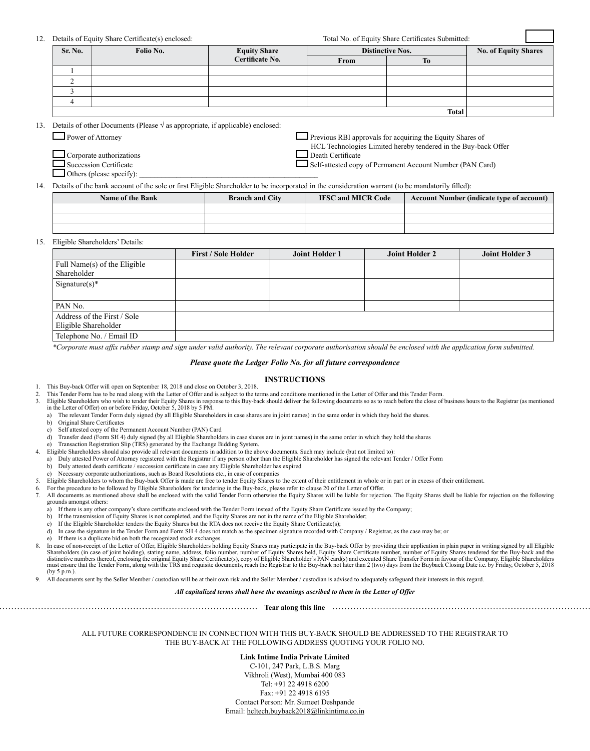12. Details of Equity Share Certificate(s) enclosed: Total No. of Equity Share Certificates Submitted: 

| Sr. No. | Folio No. | Equity Share Certificate No. | Distinctive Nos. | | No. of Equity Shares |
|---|---|---|---|---|---|
| | | | From | To | |
| 1 | | | | | |
| 2 | | | | | |
| 3 | | | | | |
| 4 | | | | | |
| | | | | Total | |

13. Details of other Documents (Please √ as appropriate, if applicable) enclosed:

- ☐ Power of Attorney
- ☐ Previous RBI approvals for acquiring the Equity Shares of HCL Technologies Limited hereby tendered in the Buy-back Offer
- ☐ Corporate authorizations
- ☐ Death Certificate
- ☐ Succession Certificate
- ☐ Self-attested copy of Permanent Account Number (PAN Card)
- ☐ Others (please specify): ____________________

14. Details of the bank account of the sole or first Eligible Shareholder to be incorporated in the consideration warrant (to be mandatorily filled):

| Name of the Bank | Branch and City | IFSC and MICR Code | Account Number (indicate type of account) |
|---|---|---|---|
| | | | |
| | | | |
| | | | |

15. Eligible Shareholders' Details:

| | First / Sole Holder | Joint Holder 1 | Joint Holder 2 | Joint Holder 3 |
|---|---|---|---|---|
| Full Name(s) of the Eligible Shareholder | | | | |
| Signature(s)* | | | | |
| PAN No. | | | | |
| Address of the First / Sole Eligible Shareholder | | | | |
| Telephone No. / Email ID | | | | |

*\*Corporate must affix rubber stamp and sign under valid authority. The relevant corporate authorisation should be enclosed with the application form submitted.*

***Please quote the Ledger Folio No. for all future correspondence***

## INSTRUCTIONS

1. This Buy-back Offer will open on September 18, 2018 and close on October 3, 2018.
2. This Tender Form has to be read along with the Letter of Offer and is subject to the terms and conditions mentioned in the Letter of Offer and this Tender Form.
3. Eligible Shareholders who wish to tender their Equity Shares in response to this Buy-back should deliver the following documents so as to reach before the close of business hours to the Registrar (as mentioned in the Letter of Offer) on or before Friday, October 5, 2018 by 5 PM.
   a) The relevant Tender Form duly signed (by all Eligible Shareholders in case shares are in joint names) in the same order in which they hold the shares.
   b) Original Share Certificates
   c) Self attested copy of the Permanent Account Number (PAN) Card
   d) Transfer deed (Form SH 4) duly signed (by all Eligible Shareholders in case shares are in joint names) in the same order in which they hold the shares
   e) Transaction Registration Slip (TRS) generated by the Exchange Bidding System.
4. Eligible Shareholders should also provide all relevant documents in addition to the above documents. Such may include (but not limited to):
   a) Duly attested Power of Attorney registered with the Registrar if any person other than the Eligible Shareholder has signed the relevant Tender / Offer Form
   b) Duly attested death certificate / succession certificate in case any Eligible Shareholder has expired
   c) Necessary corporate authorizations, such as Board Resolutions etc., in case of companies
5. Eligible Shareholders to whom the Buy-back Offer is made are free to tender Equity Shares to the extent of their entitlement in whole or in part or in excess of their entitlement.
6. For the procedure to be followed by Eligible Shareholders for tendering in the Buy-back, please refer to clause 20 of the Letter of Offer.
7. All documents as mentioned above shall be enclosed with the valid Tender Form otherwise the Equity Shares will be liable for rejection. The Equity Shares shall be liable for rejection on the following grounds amongst others:
   a) If there is any other company's share certificate enclosed with the Tender Form instead of the Equity Share Certificate issued by the Company;
   b) If the transmission of Equity Shares is not completed, and the Equity Shares are not in the name of the Eligible Shareholder;
   c) If the Eligible Shareholder tenders the Equity Shares but the RTA does not receive the Equity Share Certificate(s);
   d) In case the signature in the Tender Form and Form SH 4 does not match as the specimen signature recorded with Company / Registrar, as the case may be; or
   e) If there is a duplicate bid on both the recognized stock exchanges.
8. In case of non-receipt of the Letter of Offer, Eligible Shareholders holding Equity Shares may participate in the Buy-back Offer by providing their application in plain paper in writing signed by all Eligible Shareholders (in case of joint holding), stating name, address, folio number, number of Equity Shares held, Equity Share Certificate number, number of Equity Shares tendered for the Buy-back and the distinctive numbers thereof, enclosing the original Equity Share Certificate(s), copy of Eligible Shareholder's PAN card(s) and executed Share Transfer Form in favour of the Company. Eligible Shareholders must ensure that the Tender Form, along with the TRS and requisite documents, reach the Registrar to the Buy-back not later than 2 (two) days from the Buyback Closing Date i.e. by Friday, October 5, 2018 (by 5 p.m.).
9. All documents sent by the Seller Member / custodian will be at their own risk and the Seller Member / custodian is advised to adequately safeguard their interests in this regard.

***All capitalized terms shall have the meanings ascribed to them in the Letter of Offer***

**Tear along this line**

ALL FUTURE CORRESPONDENCE IN CONNECTION WITH THIS BUY-BACK SHOULD BE ADDRESSED TO THE REGISTRAR TO THE BUY-BACK AT THE FOLLOWING ADDRESS QUOTING YOUR FOLIO NO.

**Link Intime India Private Limited**
C-101, 247 Park, L.B.S. Marg
Vikhroli (West), Mumbai 400 083
Tel: +91 22 4918 6200
Fax: +91 22 4918 6195
Contact Person: Mr. Sumeet Deshpande
Email: hcltech.buyback2018@linkintime.co.in